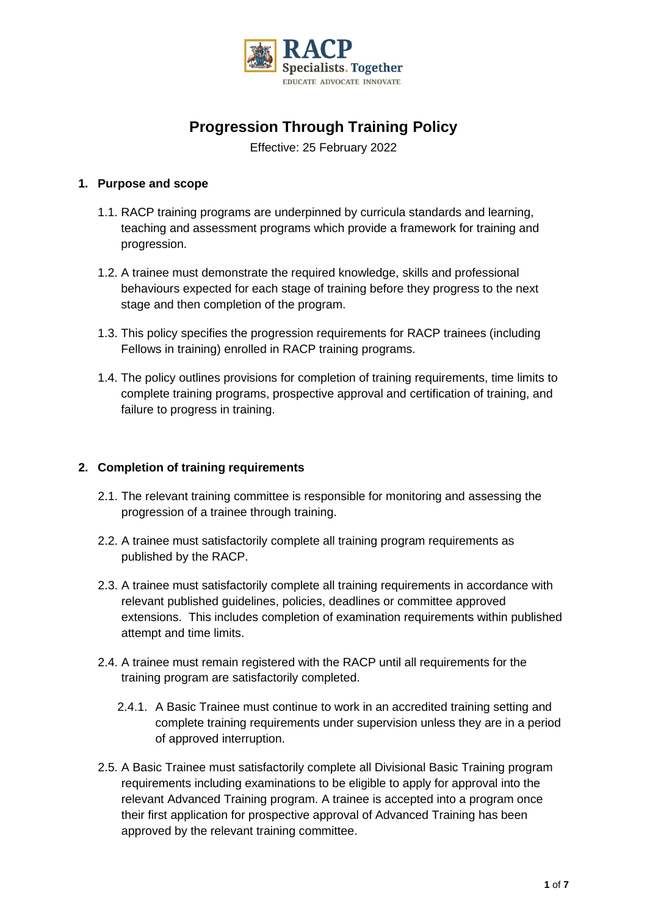RACP
Specialists. Together
EDUCATE ADVOCATE INNOVATE

# Progression Through Training Policy

Effective: 25 February 2022

## 1. Purpose and scope

1.1. RACP training programs are underpinned by curricula standards and learning, teaching and assessment programs which provide a framework for training and progression.

1.2. A trainee must demonstrate the required knowledge, skills and professional behaviours expected for each stage of training before they progress to the next stage and then completion of the program.

1.3. This policy specifies the progression requirements for RACP trainees (including Fellows in training) enrolled in RACP training programs.

1.4. The policy outlines provisions for completion of training requirements, time limits to complete training programs, prospective approval and certification of training, and failure to progress in training.

## 2. Completion of training requirements

2.1. The relevant training committee is responsible for monitoring and assessing the progression of a trainee through training.

2.2. A trainee must satisfactorily complete all training program requirements as published by the RACP.

2.3. A trainee must satisfactorily complete all training requirements in accordance with relevant published guidelines, policies, deadlines or committee approved extensions. This includes completion of examination requirements within published attempt and time limits.

2.4. A trainee must remain registered with the RACP until all requirements for the training program are satisfactorily completed.

2.4.1. A Basic Trainee must continue to work in an accredited training setting and complete training requirements under supervision unless they are in a period of approved interruption.

2.5. A Basic Trainee must satisfactorily complete all Divisional Basic Training program requirements including examinations to be eligible to apply for approval into the relevant Advanced Training program. A trainee is accepted into a program once their first application for prospective approval of Advanced Training has been approved by the relevant training committee.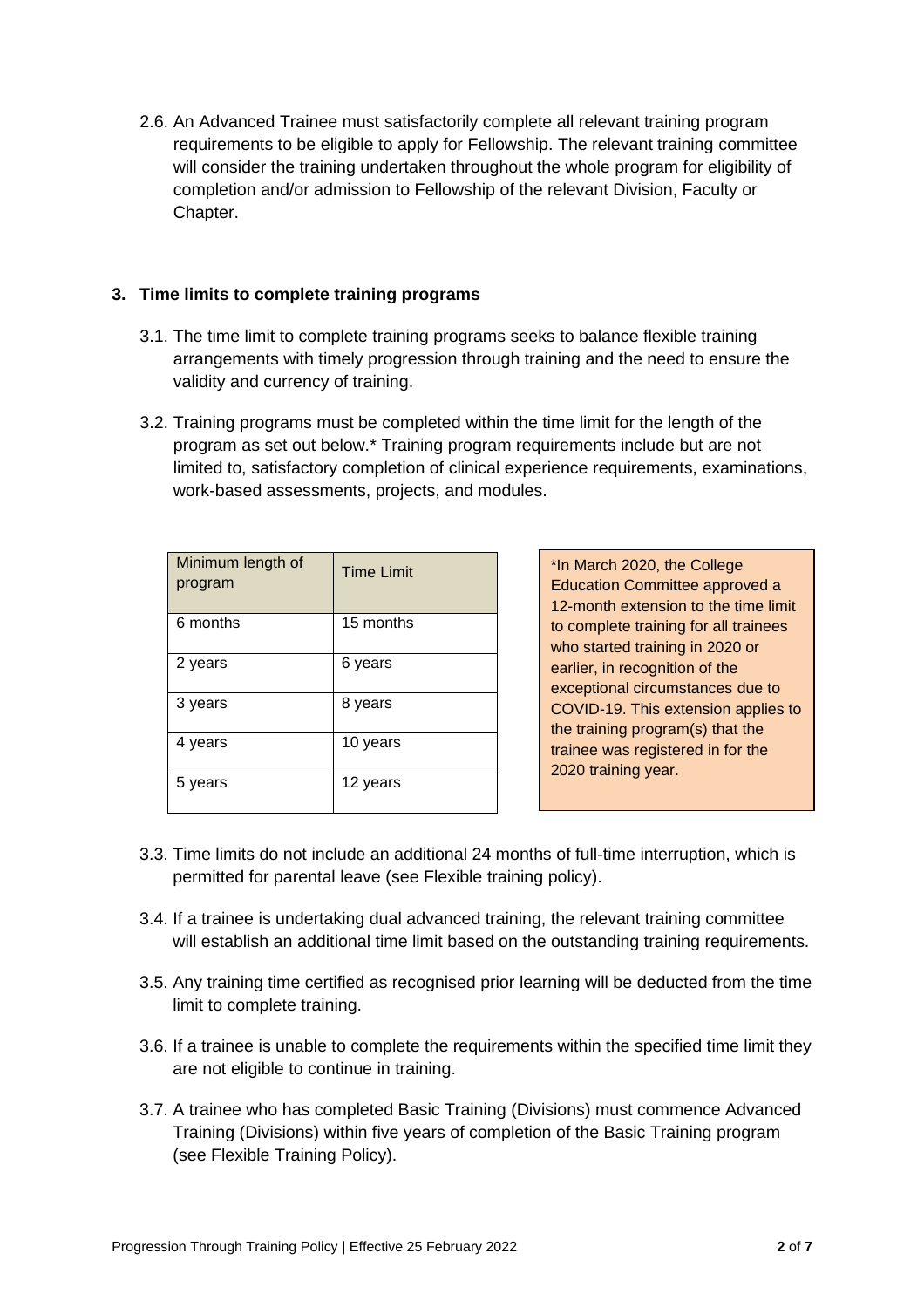2.6. An Advanced Trainee must satisfactorily complete all relevant training program requirements to be eligible to apply for Fellowship. The relevant training committee will consider the training undertaken throughout the whole program for eligibility of completion and/or admission to Fellowship of the relevant Division, Faculty or Chapter.

## 3. Time limits to complete training programs

3.1. The time limit to complete training programs seeks to balance flexible training arrangements with timely progression through training and the need to ensure the validity and currency of training.

3.2. Training programs must be completed within the time limit for the length of the program as set out below.* Training program requirements include but are not limited to, satisfactory completion of clinical experience requirements, examinations, work-based assessments, projects, and modules.

| Minimum length of program | Time Limit |
|---|---|
| 6 months | 15 months |
| 2 years | 6 years |
| 3 years | 8 years |
| 4 years | 10 years |
| 5 years | 12 years |

*In March 2020, the College Education Committee approved a 12-month extension to the time limit to complete training for all trainees who started training in 2020 or earlier, in recognition of the exceptional circumstances due to COVID-19. This extension applies to the training program(s) that the trainee was registered in for the 2020 training year.

3.3. Time limits do not include an additional 24 months of full-time interruption, which is permitted for parental leave (see Flexible training policy).

3.4. If a trainee is undertaking dual advanced training, the relevant training committee will establish an additional time limit based on the outstanding training requirements.

3.5. Any training time certified as recognised prior learning will be deducted from the time limit to complete training.

3.6. If a trainee is unable to complete the requirements within the specified time limit they are not eligible to continue in training.

3.7. A trainee who has completed Basic Training (Divisions) must commence Advanced Training (Divisions) within five years of completion of the Basic Training program (see Flexible Training Policy).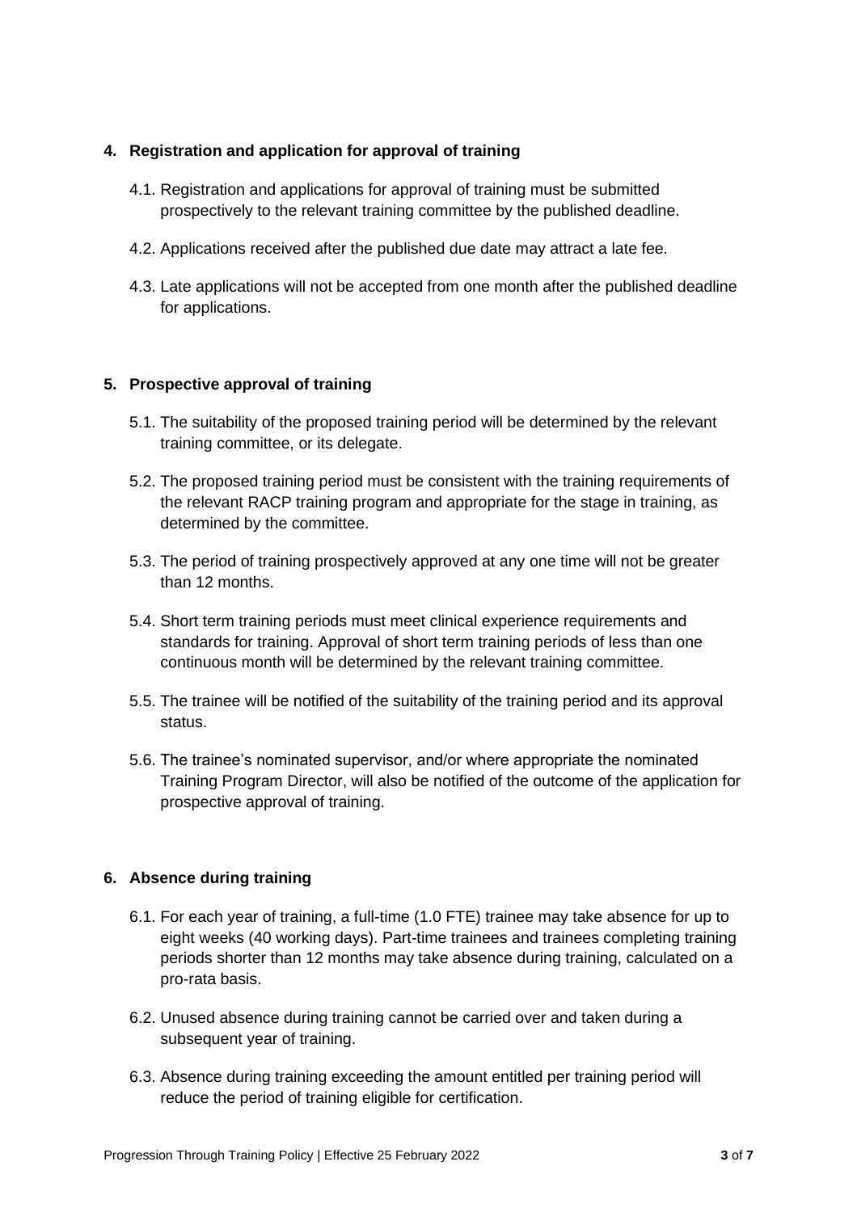## 4. Registration and application for approval of training

4.1. Registration and applications for approval of training must be submitted prospectively to the relevant training committee by the published deadline.

4.2. Applications received after the published due date may attract a late fee.

4.3. Late applications will not be accepted from one month after the published deadline for applications.

## 5. Prospective approval of training

5.1. The suitability of the proposed training period will be determined by the relevant training committee, or its delegate.

5.2. The proposed training period must be consistent with the training requirements of the relevant RACP training program and appropriate for the stage in training, as determined by the committee.

5.3. The period of training prospectively approved at any one time will not be greater than 12 months.

5.4. Short term training periods must meet clinical experience requirements and standards for training. Approval of short term training periods of less than one continuous month will be determined by the relevant training committee.

5.5. The trainee will be notified of the suitability of the training period and its approval status.

5.6. The trainee's nominated supervisor, and/or where appropriate the nominated Training Program Director, will also be notified of the outcome of the application for prospective approval of training.

## 6. Absence during training

6.1. For each year of training, a full-time (1.0 FTE) trainee may take absence for up to eight weeks (40 working days). Part-time trainees and trainees completing training periods shorter than 12 months may take absence during training, calculated on a pro-rata basis.

6.2. Unused absence during training cannot be carried over and taken during a subsequent year of training.

6.3. Absence during training exceeding the amount entitled per training period will reduce the period of training eligible for certification.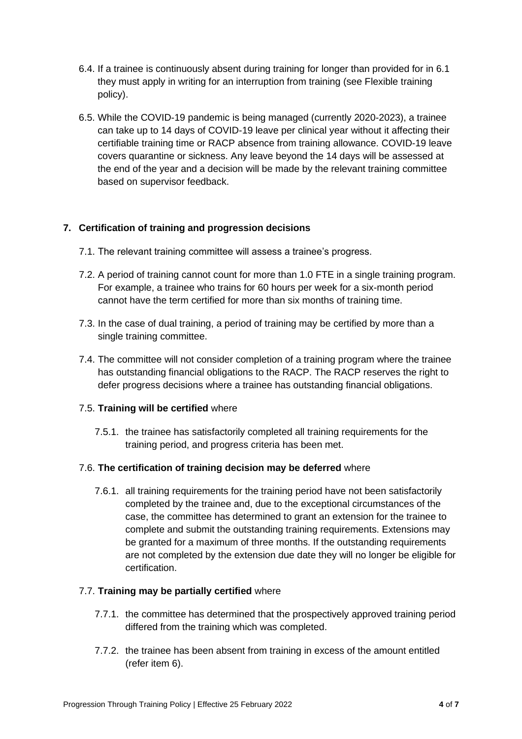6.4. If a trainee is continuously absent during training for longer than provided for in 6.1 they must apply in writing for an interruption from training (see Flexible training policy).

6.5. While the COVID-19 pandemic is being managed (currently 2020-2023), a trainee can take up to 14 days of COVID-19 leave per clinical year without it affecting their certifiable training time or RACP absence from training allowance. COVID-19 leave covers quarantine or sickness. Any leave beyond the 14 days will be assessed at the end of the year and a decision will be made by the relevant training committee based on supervisor feedback.

## 7. Certification of training and progression decisions

7.1. The relevant training committee will assess a trainee's progress.

7.2. A period of training cannot count for more than 1.0 FTE in a single training program. For example, a trainee who trains for 60 hours per week for a six-month period cannot have the term certified for more than six months of training time.

7.3. In the case of dual training, a period of training may be certified by more than a single training committee.

7.4. The committee will not consider completion of a training program where the trainee has outstanding financial obligations to the RACP. The RACP reserves the right to defer progress decisions where a trainee has outstanding financial obligations.

7.5. **Training will be certified** where

7.5.1. the trainee has satisfactorily completed all training requirements for the training period, and progress criteria has been met.

7.6. **The certification of training decision may be deferred** where

7.6.1. all training requirements for the training period have not been satisfactorily completed by the trainee and, due to the exceptional circumstances of the case, the committee has determined to grant an extension for the trainee to complete and submit the outstanding training requirements. Extensions may be granted for a maximum of three months. If the outstanding requirements are not completed by the extension due date they will no longer be eligible for certification.

7.7. **Training may be partially certified** where

7.7.1. the committee has determined that the prospectively approved training period differed from the training which was completed.

7.7.2. the trainee has been absent from training in excess of the amount entitled (refer item 6).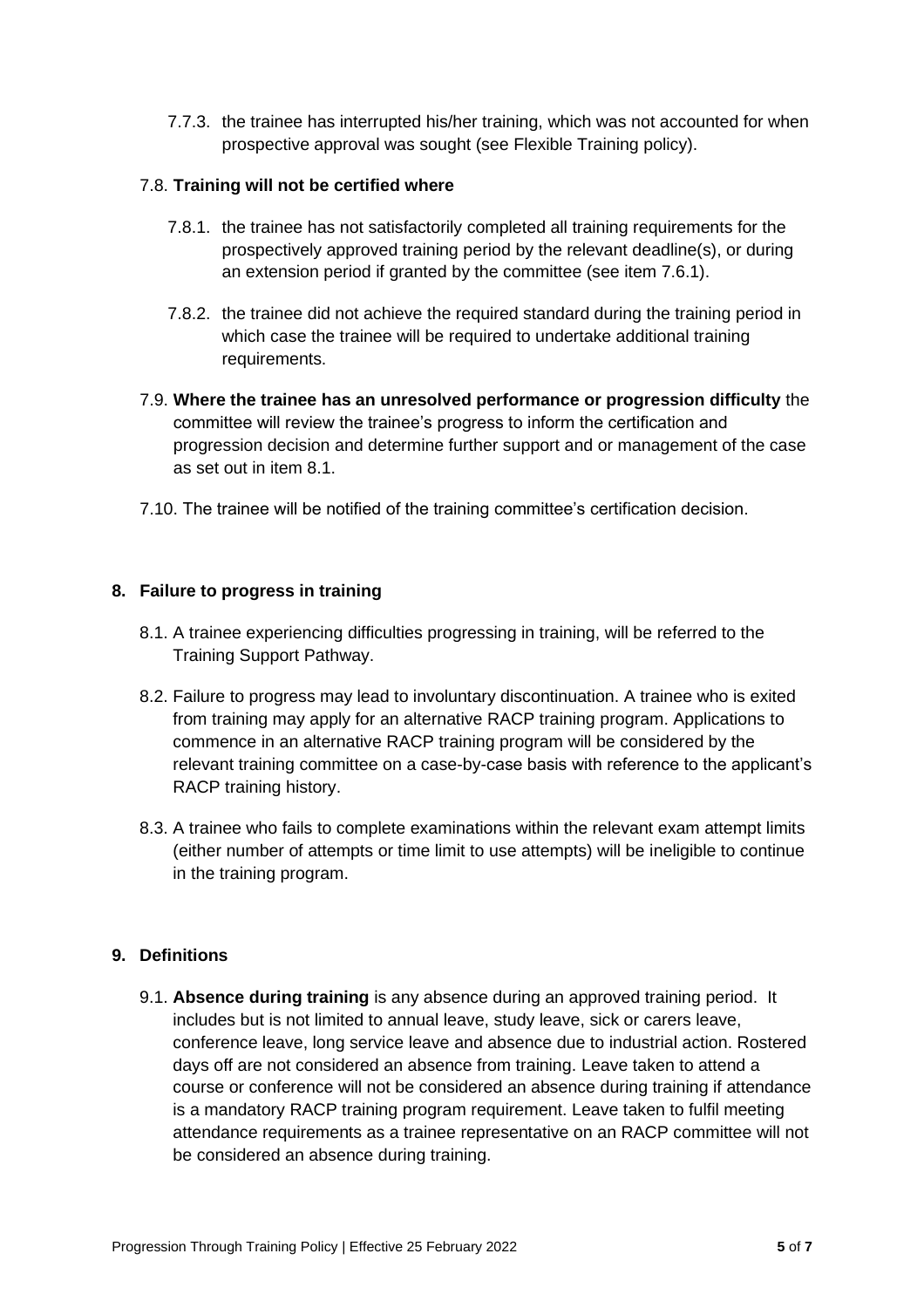7.7.3. the trainee has interrupted his/her training, which was not accounted for when prospective approval was sought (see Flexible Training policy).

7.8. **Training will not be certified where**

7.8.1. the trainee has not satisfactorily completed all training requirements for the prospectively approved training period by the relevant deadline(s), or during an extension period if granted by the committee (see item 7.6.1).

7.8.2. the trainee did not achieve the required standard during the training period in which case the trainee will be required to undertake additional training requirements.

7.9. **Where the trainee has an unresolved performance or progression difficulty** the committee will review the trainee's progress to inform the certification and progression decision and determine further support and or management of the case as set out in item 8.1.

7.10. The trainee will be notified of the training committee's certification decision.

## 8. Failure to progress in training

8.1. A trainee experiencing difficulties progressing in training, will be referred to the Training Support Pathway.

8.2. Failure to progress may lead to involuntary discontinuation. A trainee who is exited from training may apply for an alternative RACP training program. Applications to commence in an alternative RACP training program will be considered by the relevant training committee on a case-by-case basis with reference to the applicant's RACP training history.

8.3. A trainee who fails to complete examinations within the relevant exam attempt limits (either number of attempts or time limit to use attempts) will be ineligible to continue in the training program.

## 9. Definitions

9.1. **Absence during training** is any absence during an approved training period. It includes but is not limited to annual leave, study leave, sick or carers leave, conference leave, long service leave and absence due to industrial action. Rostered days off are not considered an absence from training. Leave taken to attend a course or conference will not be considered an absence during training if attendance is a mandatory RACP training program requirement. Leave taken to fulfil meeting attendance requirements as a trainee representative on an RACP committee will not be considered an absence during training.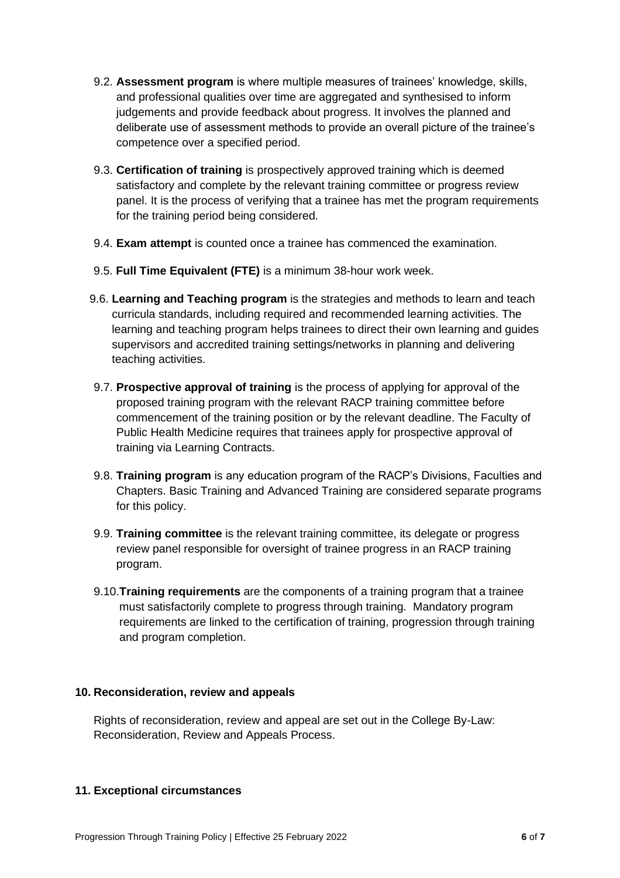9.2. **Assessment program** is where multiple measures of trainees' knowledge, skills, and professional qualities over time are aggregated and synthesised to inform judgements and provide feedback about progress. It involves the planned and deliberate use of assessment methods to provide an overall picture of the trainee's competence over a specified period.

9.3. **Certification of training** is prospectively approved training which is deemed satisfactory and complete by the relevant training committee or progress review panel. It is the process of verifying that a trainee has met the program requirements for the training period being considered.

9.4. **Exam attempt** is counted once a trainee has commenced the examination.

9.5. **Full Time Equivalent (FTE)** is a minimum 38-hour work week.

9.6. **Learning and Teaching program** is the strategies and methods to learn and teach curricula standards, including required and recommended learning activities. The learning and teaching program helps trainees to direct their own learning and guides supervisors and accredited training settings/networks in planning and delivering teaching activities.

9.7. **Prospective approval of training** is the process of applying for approval of the proposed training program with the relevant RACP training committee before commencement of the training position or by the relevant deadline. The Faculty of Public Health Medicine requires that trainees apply for prospective approval of training via Learning Contracts.

9.8. **Training program** is any education program of the RACP's Divisions, Faculties and Chapters. Basic Training and Advanced Training are considered separate programs for this policy.

9.9. **Training committee** is the relevant training committee, its delegate or progress review panel responsible for oversight of trainee progress in an RACP training program.

9.10. **Training requirements** are the components of a training program that a trainee must satisfactorily complete to progress through training. Mandatory program requirements are linked to the certification of training, progression through training and program completion.

## 10. Reconsideration, review and appeals

Rights of reconsideration, review and appeal are set out in the College By-Law: Reconsideration, Review and Appeals Process.

## 11. Exceptional circumstances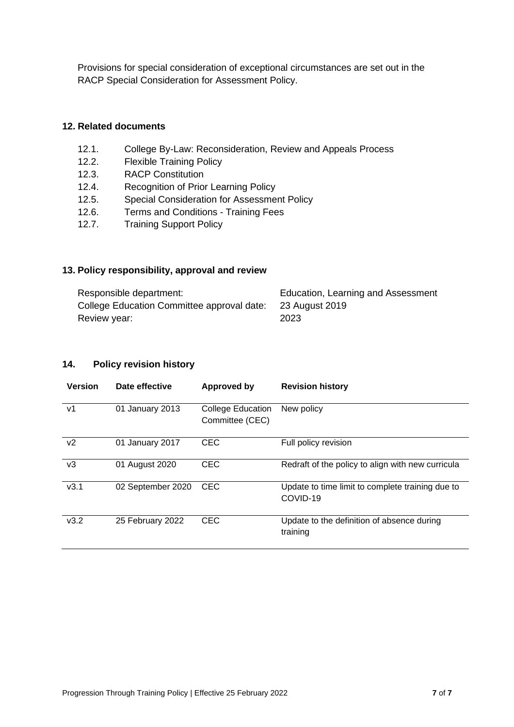Provisions for special consideration of exceptional circumstances are set out in the RACP Special Consideration for Assessment Policy.

## 12. Related documents

- 12.1. College By-Law: Reconsideration, Review and Appeals Process
- 12.2. Flexible Training Policy
- 12.3. RACP Constitution
- 12.4. Recognition of Prior Learning Policy
- 12.5. Special Consideration for Assessment Policy
- 12.6. Terms and Conditions - Training Fees
- 12.7. Training Support Policy

## 13. Policy responsibility, approval and review

| | |
|---|---|
| Responsible department: | Education, Learning and Assessment |
| College Education Committee approval date: | 23 August 2019 |
| Review year: | 2023 |

## 14. Policy revision history

| Version | Date effective | Approved by | Revision history |
|---|---|---|---|
| v1 | 01 January 2013 | College Education Committee (CEC) | New policy |
| v2 | 01 January 2017 | CEC | Full policy revision |
| v3 | 01 August 2020 | CEC | Redraft of the policy to align with new curricula |
| v3.1 | 02 September 2020 | CEC | Update to time limit to complete training due to COVID-19 |
| v3.2 | 25 February 2022 | CEC | Update to the definition of absence during training |